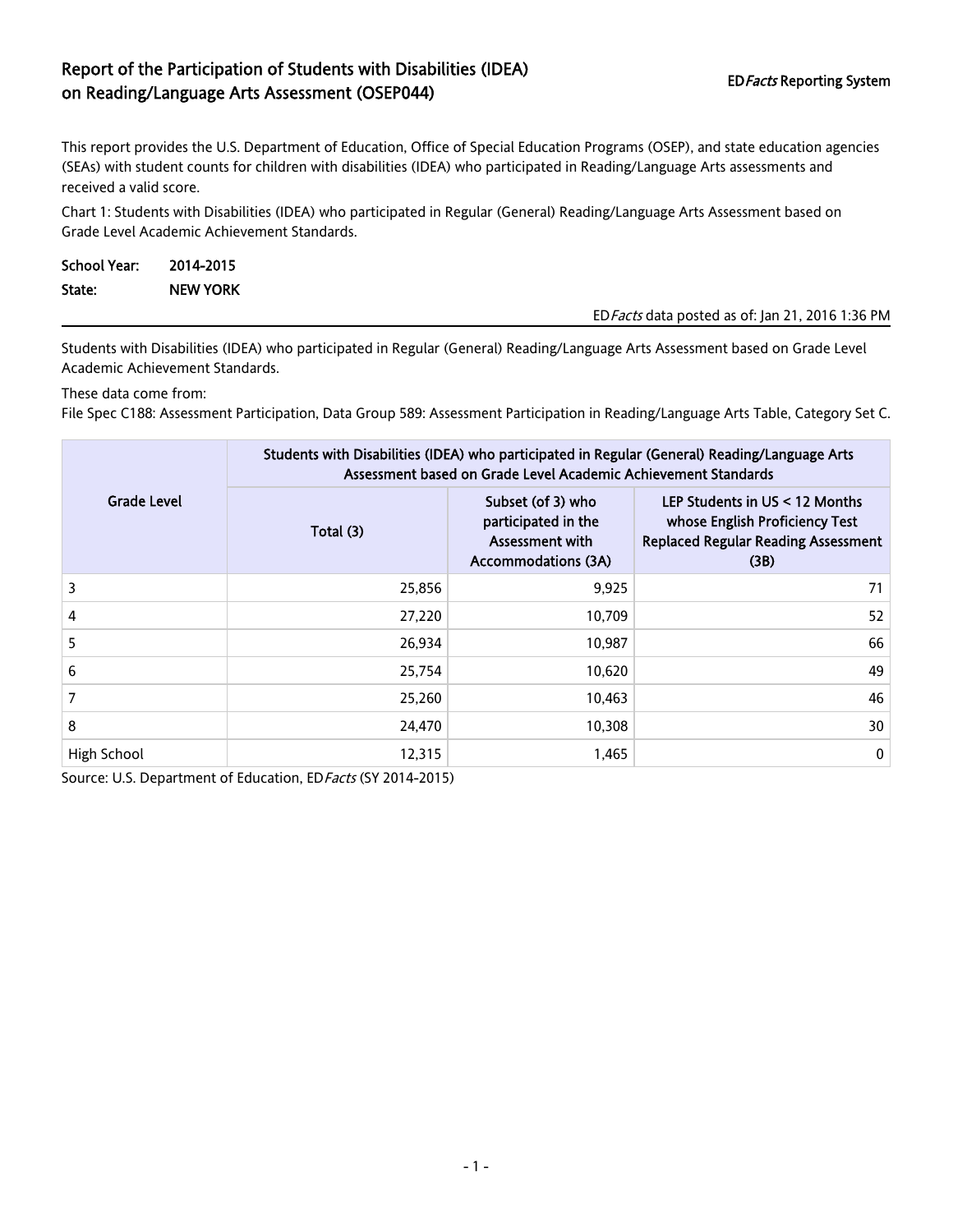# Report of the Participation of Students with Disabilities (IDEA) on Reading/Language Arts Assessment (OSEP044)

ED*Facts* Reporting System

This report provides the U.S. Department of Education, Office of Special Education Programs (OSEP), and state education agencies (SEAs) with student counts for children with disabilities (IDEA) who participated in Reading/Language Arts assessments and received a valid score.

Chart 1: Students with Disabilities (IDEA) who participated in Regular (General) Reading/Language Arts Assessment based on Grade Level Academic Achievement Standards.

**School Year:** 2014-2015

**State:** NEW YORK

ED*Facts* data posted as of: Jan 21, 2016 1:36 PM

Students with Disabilities (IDEA) who participated in Regular (General) Reading/Language Arts Assessment based on Grade Level Academic Achievement Standards.

These data come from:
File Spec C188: Assessment Participation, Data Group 589: Assessment Participation in Reading/Language Arts Table, Category Set C.

| Grade Level | Students with Disabilities (IDEA) who participated in Regular (General) Reading/Language Arts Assessment based on Grade Level Academic Achievement Standards | | |
|---|---|---|---|
| | Total (3) | Subset (of 3) who participated in the Assessment with Accommodations (3A) | LEP Students in US < 12 Months whose English Proficiency Test Replaced Regular Reading Assessment (3B) |
| 3 | 25,856 | 9,925 | 71 |
| 4 | 27,220 | 10,709 | 52 |
| 5 | 26,934 | 10,987 | 66 |
| 6 | 25,754 | 10,620 | 49 |
| 7 | 25,260 | 10,463 | 46 |
| 8 | 24,470 | 10,308 | 30 |
| High School | 12,315 | 1,465 | 0 |

Source: U.S. Department of Education, ED*Facts* (SY 2014-2015)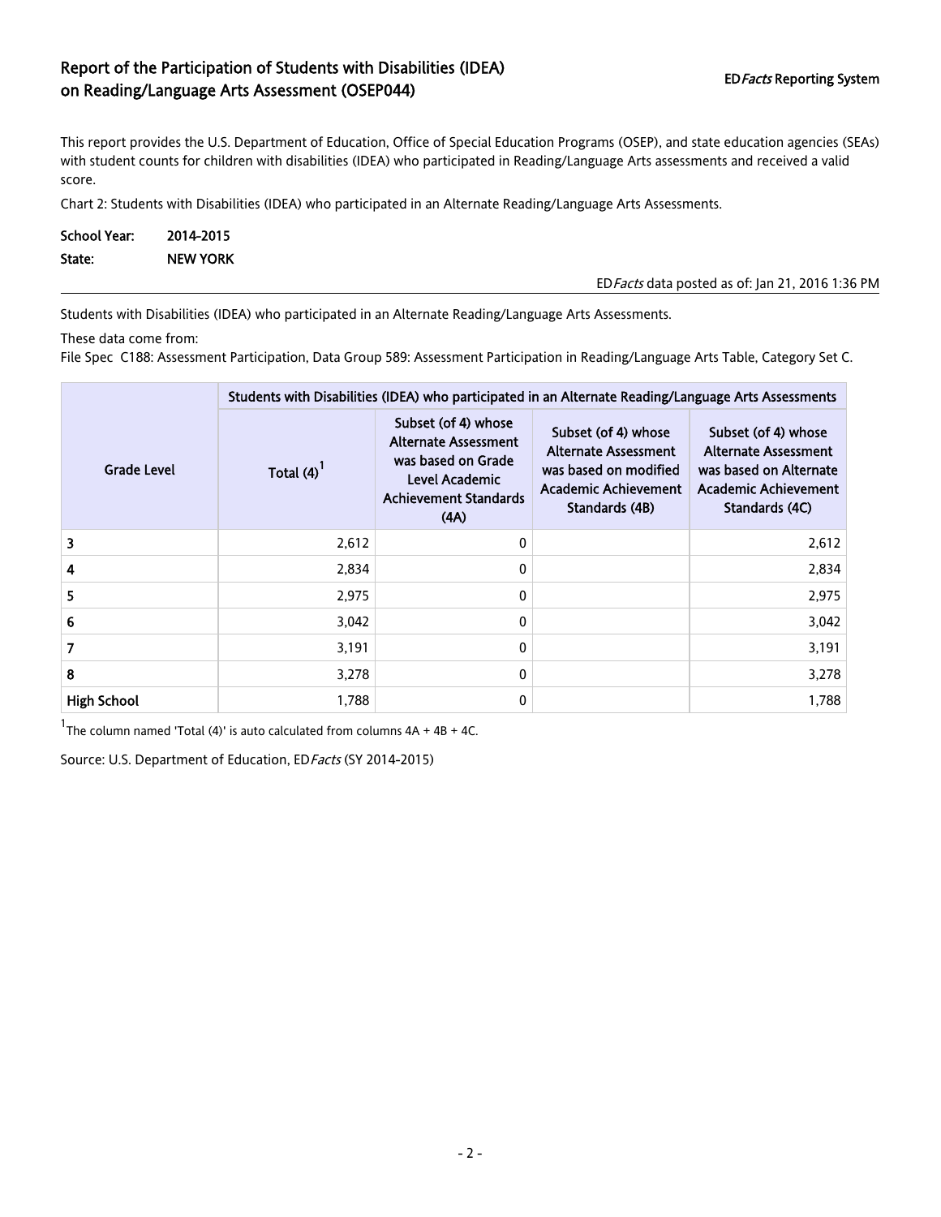# Report of the Participation of Students with Disabilities (IDEA) on Reading/Language Arts Assessment (OSEP044)

ED*Facts* Reporting System

This report provides the U.S. Department of Education, Office of Special Education Programs (OSEP), and state education agencies (SEAs) with student counts for children with disabilities (IDEA) who participated in Reading/Language Arts assessments and received a valid score.

Chart 2: Students with Disabilities (IDEA) who participated in an Alternate Reading/Language Arts Assessments.

**School Year:** 2014-2015
**State:** NEW YORK

ED*Facts* data posted as of: Jan 21, 2016 1:36 PM

Students with Disabilities (IDEA) who participated in an Alternate Reading/Language Arts Assessments.

These data come from:
File Spec C188: Assessment Participation, Data Group 589: Assessment Participation in Reading/Language Arts Table, Category Set C.

| Grade Level | Students with Disabilities (IDEA) who participated in an Alternate Reading/Language Arts Assessments | | | |
|---|---|---|---|---|
| | Total (4)[1] | Subset (of 4) whose Alternate Assessment was based on Grade Level Academic Achievement Standards (4A) | Subset (of 4) whose Alternate Assessment was based on modified Academic Achievement Standards (4B) | Subset (of 4) whose Alternate Assessment was based on Alternate Academic Achievement Standards (4C) |
| 3 | 2,612 | 0 | | 2,612 |
| 4 | 2,834 | 0 | | 2,834 |
| 5 | 2,975 | 0 | | 2,975 |
| 6 | 3,042 | 0 | | 3,042 |
| 7 | 3,191 | 0 | | 3,191 |
| 8 | 3,278 | 0 | | 3,278 |
| High School | 1,788 | 0 | | 1,788 |

[1]The column named 'Total (4)' is auto calculated from columns 4A + 4B + 4C.

Source: U.S. Department of Education, ED*Facts* (SY 2014-2015)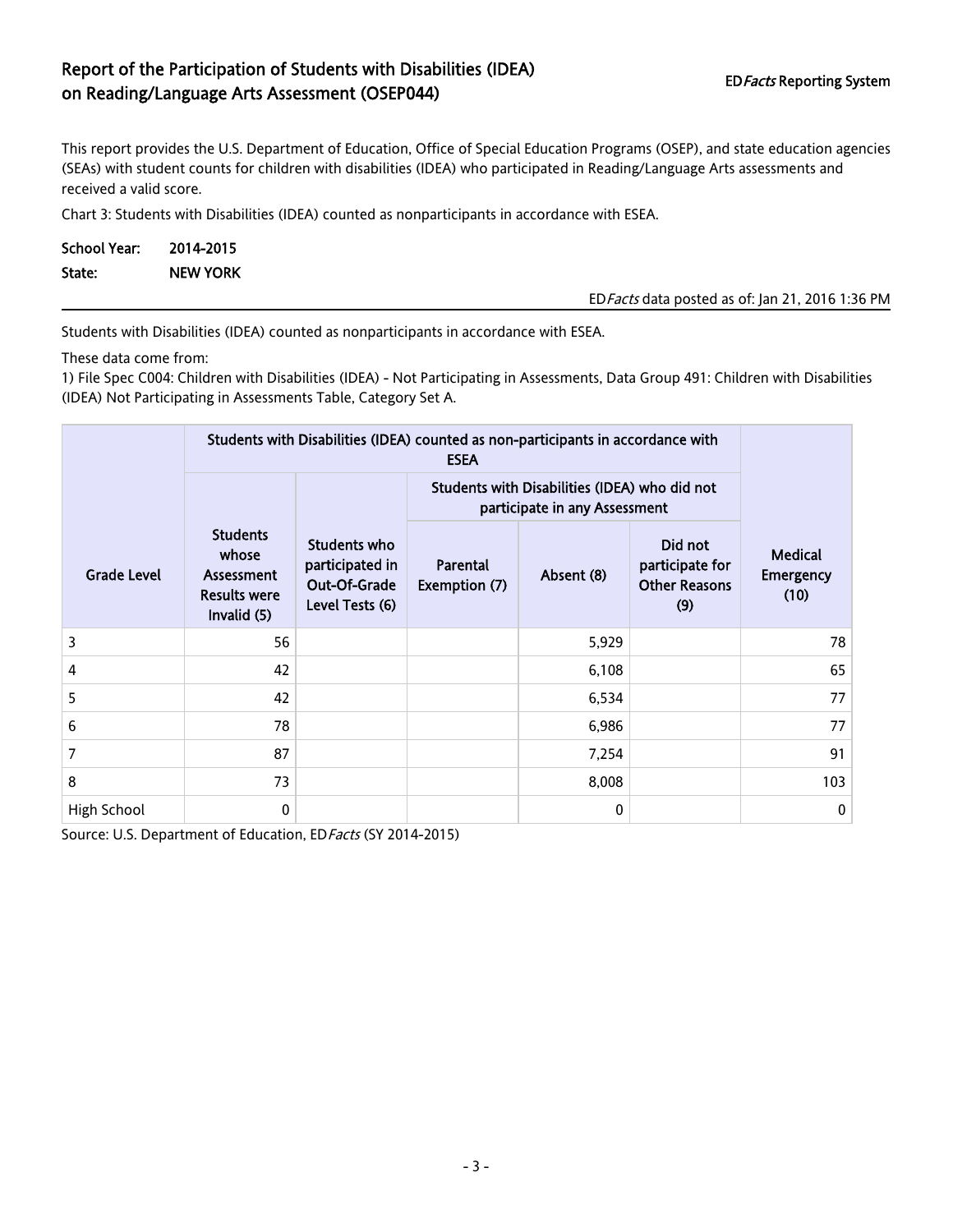# Report of the Participation of Students with Disabilities (IDEA) on Reading/Language Arts Assessment (OSEP044)

ED*Facts* Reporting System

This report provides the U.S. Department of Education, Office of Special Education Programs (OSEP), and state education agencies (SEAs) with student counts for children with disabilities (IDEA) who participated in Reading/Language Arts assessments and received a valid score.

Chart 3: Students with Disabilities (IDEA) counted as nonparticipants in accordance with ESEA.

**School Year:** 2014-2015

**State:** NEW YORK

ED*Facts* data posted as of: Jan 21, 2016 1:36 PM

Students with Disabilities (IDEA) counted as nonparticipants in accordance with ESEA.

These data come from:

1) File Spec C004: Children with Disabilities (IDEA) - Not Participating in Assessments, Data Group 491: Children with Disabilities (IDEA) Not Participating in Assessments Table, Category Set A.

| | Students with Disabilities (IDEA) counted as non-participants in accordance with ESEA | | | | | |
|---|---|---|---|---|---|---|
| | | | Students with Disabilities (IDEA) who did not participate in any Assessment | | | |
| Grade Level | Students whose Assessment Results were Invalid (5) | Students who participated in Out-Of-Grade Level Tests (6) | Parental Exemption (7) | Absent (8) | Did not participate for Other Reasons (9) | Medical Emergency (10) |
| 3 | 56 | | | 5,929 | | 78 |
| 4 | 42 | | | 6,108 | | 65 |
| 5 | 42 | | | 6,534 | | 77 |
| 6 | 78 | | | 6,986 | | 77 |
| 7 | 87 | | | 7,254 | | 91 |
| 8 | 73 | | | 8,008 | | 103 |
| High School | 0 | | | 0 | | 0 |

Source: U.S. Department of Education, ED*Facts* (SY 2014-2015)